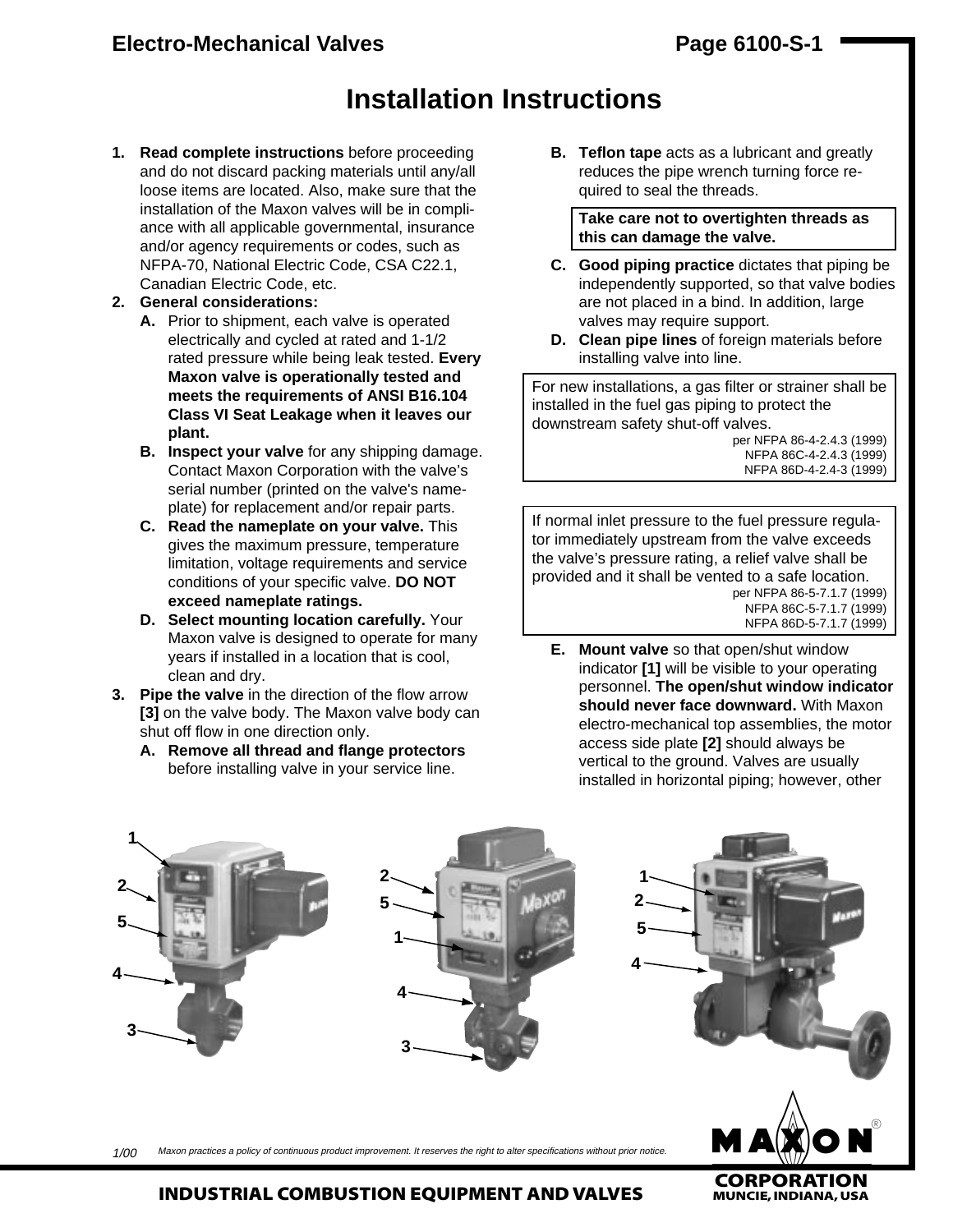# Installation Instructions

1. **Read complete instructions** before proceeding and do not discard packing materials until any/all loose items are located. Also, make sure that the installation of the Maxon valves will be in compliance with all applicable governmental, insurance and/or agency requirements or codes, such as NFPA-70, National Electric Code, CSA C22.1, Canadian Electric Code, etc.
2. **General considerations:**
   - **A.** Prior to shipment, each valve is operated electrically and cycled at rated and 1-1/2 rated pressure while being leak tested. **Every Maxon valve is operationally tested and meets the requirements of ANSI B16.104 Class VI Seat Leakage when it leaves our plant.**
   - **B. Inspect your valve** for any shipping damage. Contact Maxon Corporation with the valve's serial number (printed on the valve's nameplate) for replacement and/or repair parts.
   - **C. Read the nameplate on your valve.** This gives the maximum pressure, temperature limitation, voltage requirements and service conditions of your specific valve. **DO NOT exceed nameplate ratings.**
   - **D. Select mounting location carefully.** Your Maxon valve is designed to operate for many years if installed in a location that is cool, clean and dry.
3. **Pipe the valve** in the direction of the flow arrow **[3]** on the valve body. The Maxon valve body can shut off flow in one direction only.
   - **A. Remove all thread and flange protectors** before installing valve in your service line.
   - **B. Teflon tape** acts as a lubricant and greatly reduces the pipe wrench turning force required to seal the threads.

     **Take care not to overtighten threads as this can damage the valve.**

   - **C. Good piping practice** dictates that piping be independently supported, so that valve bodies are not placed in a bind. In addition, large valves may require support.
   - **D. Clean pipe lines** of foreign materials before installing valve into line.

For new installations, a gas filter or strainer shall be installed in the fuel gas piping to protect the downstream safety shut-off valves.
per NFPA 86-4-2.4.3 (1999)
NFPA 86C-4-2.4.3 (1999)
NFPA 86D-4-2.4-3 (1999)

If normal inlet pressure to the fuel pressure regulator immediately upstream from the valve exceeds the valve's pressure rating, a relief valve shall be provided and it shall be vented to a safe location.
per NFPA 86-5-7.1.7 (1999)
NFPA 86C-5-7.1.7 (1999)
NFPA 86D-5-7.1.7 (1999)

   - **E. Mount valve** so that open/shut window indicator **[1]** will be visible to your operating personnel. **The open/shut window indicator should never face downward.** With Maxon electro-mechanical top assemblies, the motor access side plate **[2]** should always be vertical to the ground. Valves are usually installed in horizontal piping; however, other

*Maxon practices a policy of continuous product improvement. It reserves the right to alter specifications without prior notice.*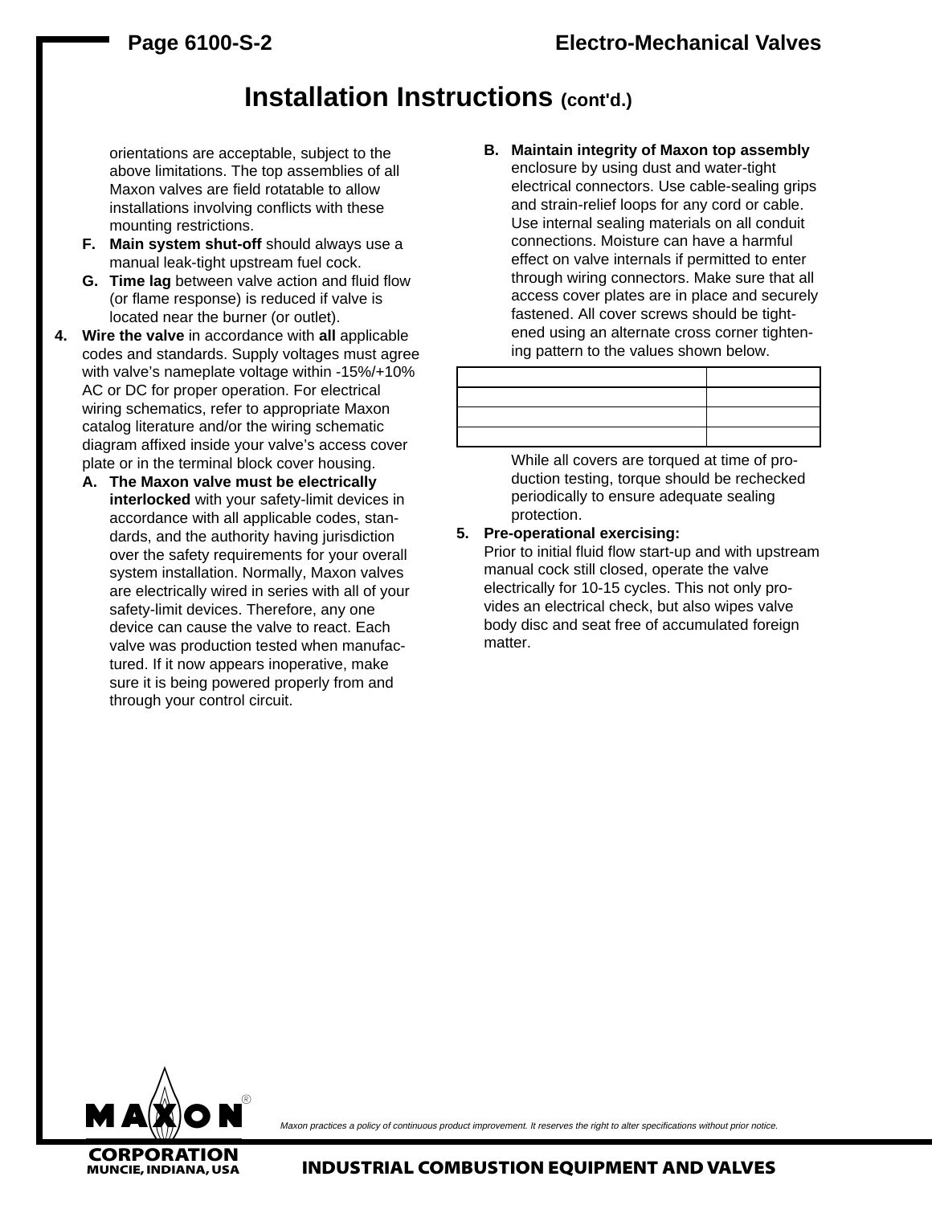# Installation Instructions (cont'd.)

orientations are acceptable, subject to the above limitations. The top assemblies of all Maxon valves are field rotatable to allow installations involving conflicts with these mounting restrictions.

- **F. Main system shut-off** should always use a manual leak-tight upstream fuel cock.
- **G. Time lag** between valve action and fluid flow (or flame response) is reduced if valve is located near the burner (or outlet).

**4. Wire the valve** in accordance with **all** applicable codes and standards. Supply voltages must agree with valve's nameplate voltage within -15%/+10% AC or DC for proper operation. For electrical wiring schematics, refer to appropriate Maxon catalog literature and/or the wiring schematic diagram affixed inside your valve's access cover plate or in the terminal block cover housing.

- **A. The Maxon valve must be electrically interlocked** with your safety-limit devices in accordance with all applicable codes, standards, and the authority having jurisdiction over the safety requirements for your overall system installation. Normally, Maxon valves are electrically wired in series with all of your safety-limit devices. Therefore, any one device can cause the valve to react. Each valve was production tested when manufactured. If it now appears inoperative, make sure it is being powered properly from and through your control circuit.

- **B. Maintain integrity of Maxon top assembly** enclosure by using dust and water-tight electrical connectors. Use cable-sealing grips and strain-relief loops for any cord or cable. Use internal sealing materials on all conduit connections. Moisture can have a harmful effect on valve internals if permitted to enter through wiring connectors. Make sure that all access cover plates are in place and securely fastened. All cover screws should be tightened using an alternate cross corner tightening pattern to the values shown below.

| | |
|---|---|
| | |
| | |
| | |

While all covers are torqued at time of production testing, torque should be rechecked periodically to ensure adequate sealing protection.

**5. Pre-operational exercising:**
Prior to initial fluid flow start-up and with upstream manual cock still closed, operate the valve electrically for 10-15 cycles. This not only provides an electrical check, but also wipes valve body disc and seat free of accumulated foreign matter.

*Maxon practices a policy of continuous product improvement. It reserves the right to alter specifications without prior notice.*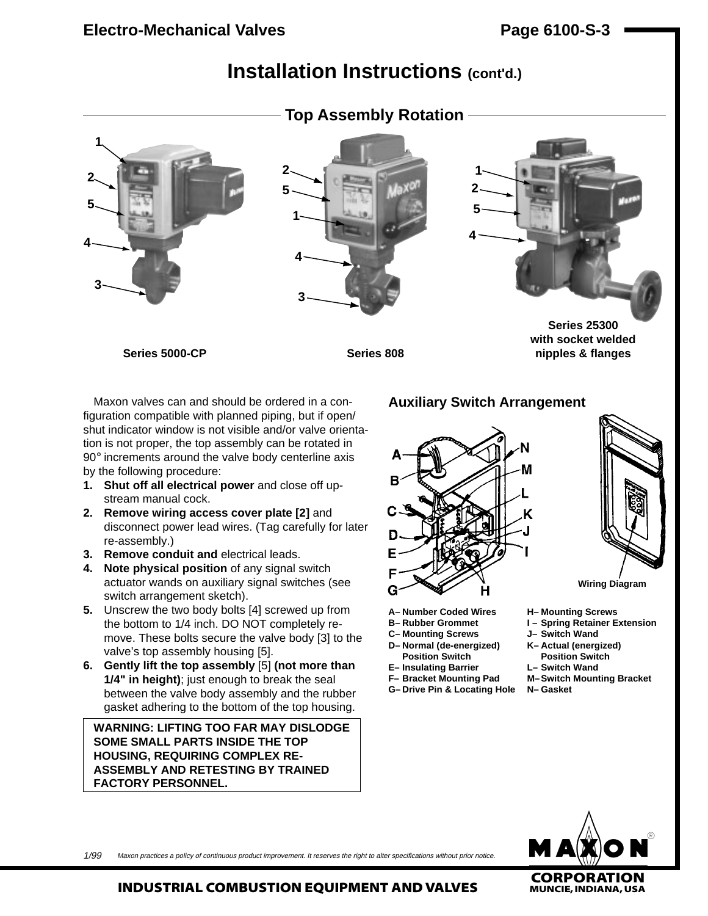# Installation Instructions (cont'd.)

## Top Assembly Rotation

Series 5000-CP

Series 808

Series 25300 with socket welded nipples & flanges

Maxon valves can and should be ordered in a configuration compatible with planned piping, but if open/shut indicator window is not visible and/or valve orientation is not proper, the top assembly can be rotated in 90° increments around the valve body centerline axis by the following procedure:

1. **Shut off all electrical power** and close off upstream manual cock.
2. **Remove wiring access cover plate [2]** and disconnect power lead wires. (Tag carefully for later re-assembly.)
3. **Remove conduit and** electrical leads.
4. **Note physical position** of any signal switch actuator wands on auxiliary signal switches (see switch arrangement sketch).
5. Unscrew the two body bolts [4] screwed up from the bottom to 1/4 inch. DO NOT completely remove. These bolts secure the valve body [3] to the valve's top assembly housing [5].
6. **Gently lift the top assembly** [5] **(not more than 1/4" in height)**; just enough to break the seal between the valve body assembly and the rubber gasket adhering to the bottom of the top housing.

**WARNING: LIFTING TOO FAR MAY DISLODGE SOME SMALL PARTS INSIDE THE TOP HOUSING, REQUIRING COMPLEX RE-ASSEMBLY AND RETESTING BY TRAINED FACTORY PERSONNEL.**

### Auxiliary Switch Arrangement

Wiring Diagram

- A– Number Coded Wires
- B– Rubber Grommet
- C– Mounting Screws
- D– Normal (de-energized) Position Switch
- E– Insulating Barrier
- F– Bracket Mounting Pad
- G– Drive Pin & Locating Hole
- H– Mounting Screws
- I – Spring Retainer Extension
- J– Switch Wand
- K– Actual (energized) Position Switch
- L– Switch Wand
- M– Switch Mounting Bracket
- N– Gasket

1/99 *Maxon practices a policy of continuous product improvement. It reserves the right to alter specifications without prior notice.*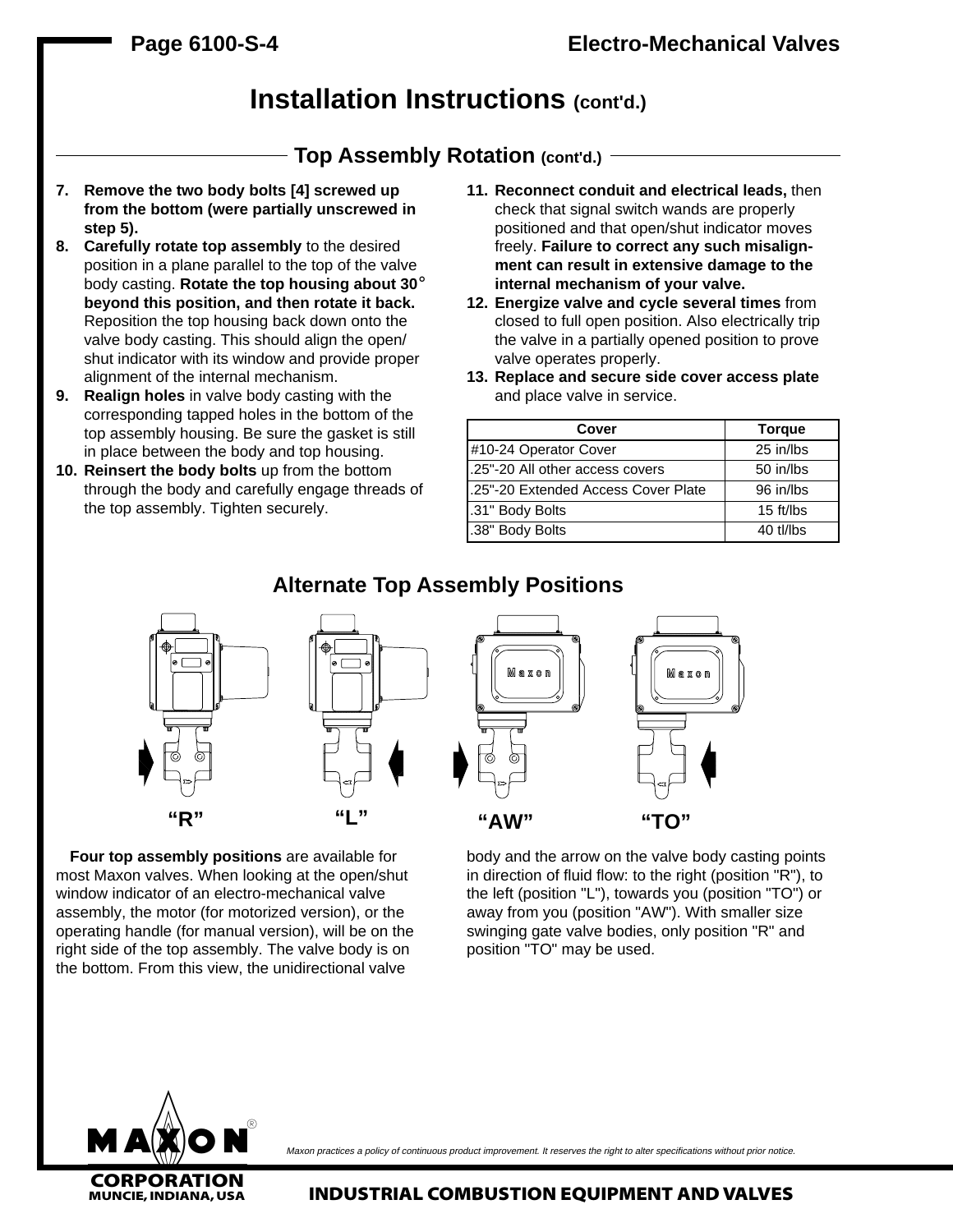# Installation Instructions (cont'd.)

## Top Assembly Rotation (cont'd.)

7. **Remove the two body bolts [4] screwed up from the bottom (were partially unscrewed in step 5).**
8. **Carefully rotate top assembly** to the desired position in a plane parallel to the top of the valve body casting. **Rotate the top housing about 30° beyond this position, and then rotate it back.** Reposition the top housing back down onto the valve body casting. This should align the open/shut indicator with its window and provide proper alignment of the internal mechanism.
9. **Realign holes** in valve body casting with the corresponding tapped holes in the bottom of the top assembly housing. Be sure the gasket is still in place between the body and top housing.
10. **Reinsert the body bolts** up from the bottom through the body and carefully engage threads of the top assembly. Tighten securely.
11. **Reconnect conduit and electrical leads,** then check that signal switch wands are properly positioned and that open/shut indicator moves freely. **Failure to correct any such misalignment can result in extensive damage to the internal mechanism of your valve.**
12. **Energize valve and cycle several times** from closed to full open position. Also electrically trip the valve in a partially opened position to prove valve operates properly.
13. **Replace and secure side cover access plate** and place valve in service.

| Cover | Torque |
|---|---|
| #10-24 Operator Cover | 25 in/lbs |
| .25"-20 All other access covers | 50 in/lbs |
| .25"-20 Extended Access Cover Plate | 96 in/lbs |
| .31" Body Bolts | 15 ft/lbs |
| .38" Body Bolts | 40 tl/lbs |

## Alternate Top Assembly Positions

"R" "L" "AW" "TO"

**Four top assembly positions** are available for most Maxon valves. When looking at the open/shut window indicator of an electro-mechanical valve assembly, the motor (for motorized version), or the operating handle (for manual version), will be on the right side of the top assembly. The valve body is on the bottom. From this view, the unidirectional valve body and the arrow on the valve body casting points in direction of fluid flow: to the right (position "R"), to the left (position "L"), towards you (position "TO") or away from you (position "AW"). With smaller size swinging gate valve bodies, only position "R" and position "TO" may be used.

*Maxon practices a policy of continuous product improvement. It reserves the right to alter specifications without prior notice.*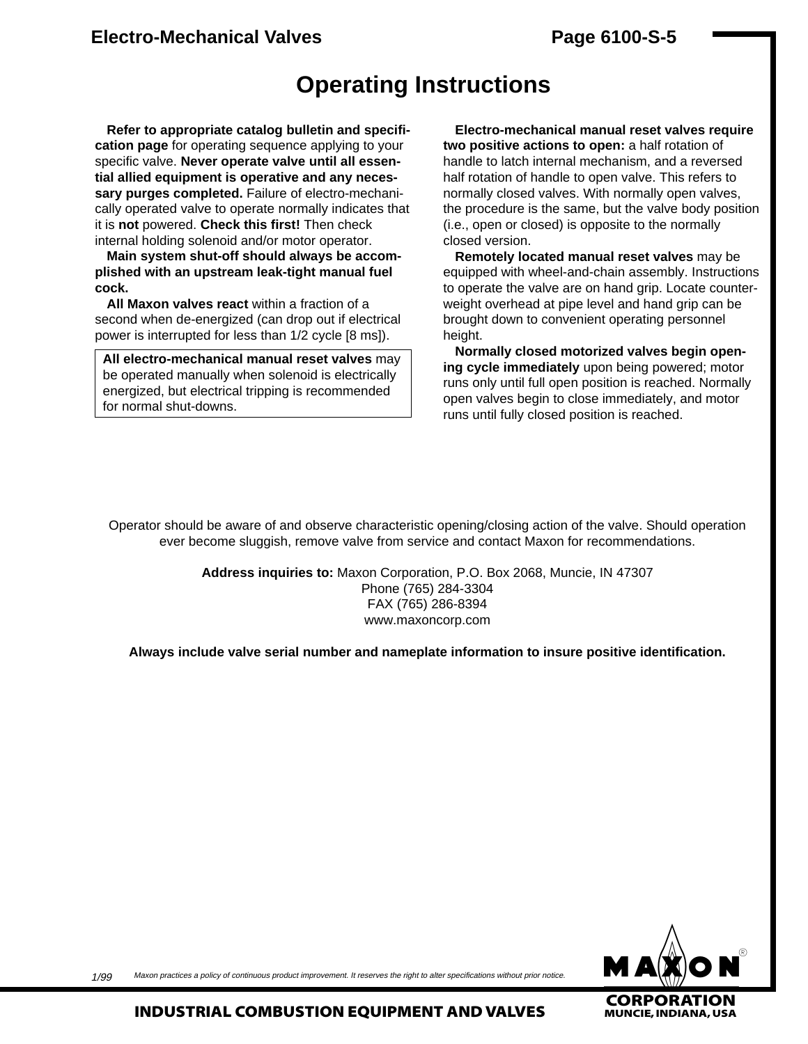# Operating Instructions

**Refer to appropriate catalog bulletin and specification page** for operating sequence applying to your specific valve. **Never operate valve until all essential allied equipment is operative and any necessary purges completed.** Failure of electro-mechanically operated valve to operate normally indicates that it is **not** powered. **Check this first!** Then check internal holding solenoid and/or motor operator.

**Main system shut-off should always be accomplished with an upstream leak-tight manual fuel cock.**

**All Maxon valves react** within a fraction of a second when de-energized (can drop out if electrical power is interrupted for less than 1/2 cycle [8 ms]).

> **All electro-mechanical manual reset valves** may be operated manually when solenoid is electrically energized, but electrical tripping is recommended for normal shut-downs.

**Electro-mechanical manual reset valves require two positive actions to open:** a half rotation of handle to latch internal mechanism, and a reversed half rotation of handle to open valve. This refers to normally closed valves. With normally open valves, the procedure is the same, but the valve body position (i.e., open or closed) is opposite to the normally closed version.

**Remotely located manual reset valves** may be equipped with wheel-and-chain assembly. Instructions to operate the valve are on hand grip. Locate counterweight overhead at pipe level and hand grip can be brought down to convenient operating personnel height.

**Normally closed motorized valves begin opening cycle immediately** upon being powered; motor runs only until full open position is reached. Normally open valves begin to close immediately, and motor runs until fully closed position is reached.

Operator should be aware of and observe characteristic opening/closing action of the valve. Should operation ever become sluggish, remove valve from service and contact Maxon for recommendations.

**Address inquiries to:** Maxon Corporation, P.O. Box 2068, Muncie, IN 47307
Phone (765) 284-3304
FAX (765) 286-8394
www.maxoncorp.com

**Always include valve serial number and nameplate information to insure positive identification.**

1/99 *Maxon practices a policy of continuous product improvement. It reserves the right to alter specifications without prior notice.*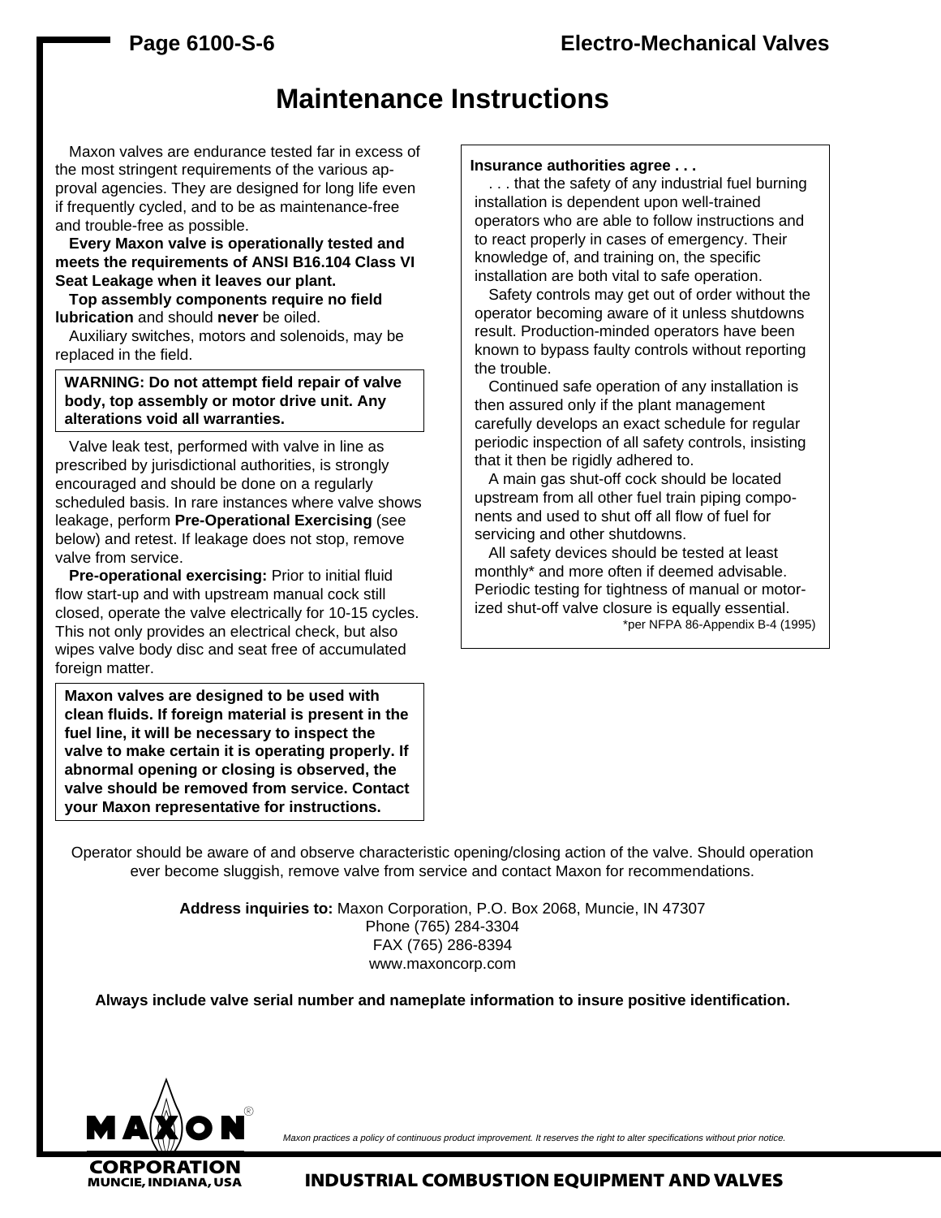# Maintenance Instructions

Maxon valves are endurance tested far in excess of the most stringent requirements of the various approval agencies. They are designed for long life even if frequently cycled, and to be as maintenance-free and trouble-free as possible.

**Every Maxon valve is operationally tested and meets the requirements of ANSI B16.104 Class VI Seat Leakage when it leaves our plant.**

**Top assembly components require no field lubrication** and should **never** be oiled.

Auxiliary switches, motors and solenoids, may be replaced in the field.

**WARNING: Do not attempt field repair of valve body, top assembly or motor drive unit. Any alterations void all warranties.**

Valve leak test, performed with valve in line as prescribed by jurisdictional authorities, is strongly encouraged and should be done on a regularly scheduled basis. In rare instances where valve shows leakage, perform **Pre-Operational Exercising** (see below) and retest. If leakage does not stop, remove valve from service.

**Pre-operational exercising:** Prior to initial fluid flow start-up and with upstream manual cock still closed, operate the valve electrically for 10-15 cycles. This not only provides an electrical check, but also wipes valve body disc and seat free of accumulated foreign matter.

**Maxon valves are designed to be used with clean fluids. If foreign material is present in the fuel line, it will be necessary to inspect the valve to make certain it is operating properly. If abnormal opening or closing is observed, the valve should be removed from service. Contact your Maxon representative for instructions.**

**Insurance authorities agree . . .**

. . . that the safety of any industrial fuel burning installation is dependent upon well-trained operators who are able to follow instructions and to react properly in cases of emergency. Their knowledge of, and training on, the specific installation are both vital to safe operation.

Safety controls may get out of order without the operator becoming aware of it unless shutdowns result. Production-minded operators have been known to bypass faulty controls without reporting the trouble.

Continued safe operation of any installation is then assured only if the plant management carefully develops an exact schedule for regular periodic inspection of all safety controls, insisting that it then be rigidly adhered to.

A main gas shut-off cock should be located upstream from all other fuel train piping components and used to shut off all flow of fuel for servicing and other shutdowns.

All safety devices should be tested at least monthly* and more often if deemed advisable. Periodic testing for tightness of manual or motorized shut-off valve closure is equally essential.

*per NFPA 86-Appendix B-4 (1995)

Operator should be aware of and observe characteristic opening/closing action of the valve. Should operation ever become sluggish, remove valve from service and contact Maxon for recommendations.

**Address inquiries to:** Maxon Corporation, P.O. Box 2068, Muncie, IN 47307
Phone (765) 284-3304
FAX (765) 286-8394
www.maxoncorp.com

**Always include valve serial number and nameplate information to insure positive identification.**

MAXON CORPORATION MUNCIE, INDIANA, USA

*Maxon practices a policy of continuous product improvement. It reserves the right to alter specifications without prior notice.*

INDUSTRIAL COMBUSTION EQUIPMENT AND VALVES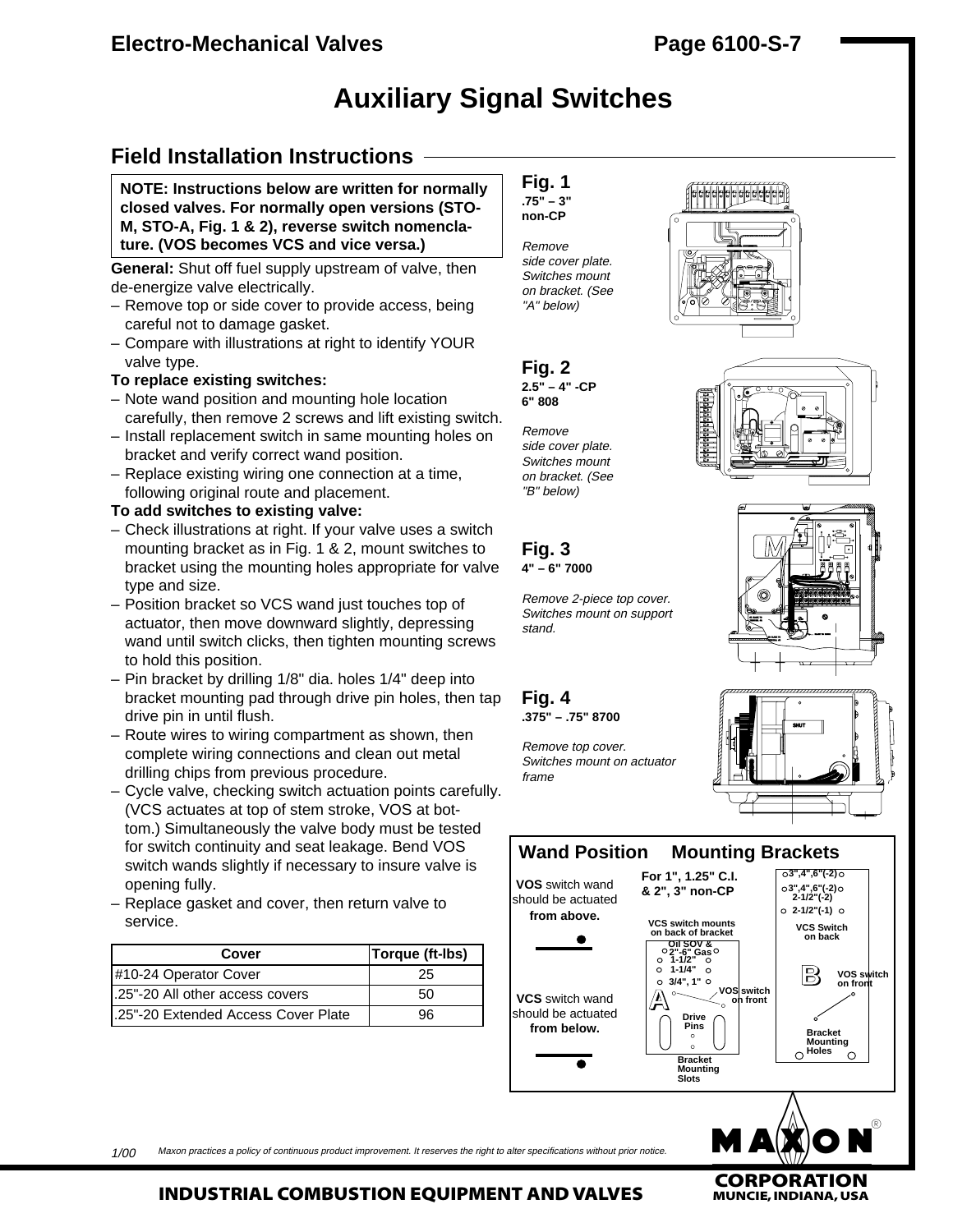# Auxiliary Signal Switches

## Field Installation Instructions

**NOTE: Instructions below are written for normally closed valves. For normally open versions (STO-M, STO-A, Fig. 1 & 2), reverse switch nomenclature. (VOS becomes VCS and vice versa.)**

**General:** Shut off fuel supply upstream of valve, then de-energize valve electrically.

- Remove top or side cover to provide access, being careful not to damage gasket.
- Compare with illustrations at right to identify YOUR valve type.

**To replace existing switches:**

- Note wand position and mounting hole location carefully, then remove 2 screws and lift existing switch.
- Install replacement switch in same mounting holes on bracket and verify correct wand position.
- Replace existing wiring one connection at a time, following original route and placement.

**To add switches to existing valve:**

- Check illustrations at right. If your valve uses a switch mounting bracket as in Fig. 1 & 2, mount switches to bracket using the mounting holes appropriate for valve type and size.
- Position bracket so VCS wand just touches top of actuator, then move downward slightly, depressing wand until switch clicks, then tighten mounting screws to hold this position.
- Pin bracket by drilling 1/8" dia. holes 1/4" deep into bracket mounting pad through drive pin holes, then tap drive pin in until flush.
- Route wires to wiring compartment as shown, then complete wiring connections and clean out metal drilling chips from previous procedure.
- Cycle valve, checking switch actuation points carefully. (VCS actuates at top of stem stroke, VOS at bottom.) Simultaneously the valve body must be tested for switch continuity and seat leakage. Bend VOS switch wands slightly if necessary to insure valve is opening fully.
- Replace gasket and cover, then return valve to service.

| Cover | Torque (ft-lbs) |
|---|---|
| #10-24 Operator Cover | 25 |
| .25"-20 All other access covers | 50 |
| .25"-20 Extended Access Cover Plate | 96 |

**Fig. 1**
**.75" – 3" non-CP**

*Remove side cover plate. Switches mount on bracket. (See "A" below)*

**Fig. 2**
**2.5" – 4" -CP**
**6" 808**

*Remove side cover plate. Switches mount on bracket. (See "B" below)*

**Fig. 3**
**4" – 6" 7000**

*Remove 2-piece top cover. Switches mount on support stand.*

**Fig. 4**
**.375" – .75" 8700**

*Remove top cover. Switches mount on actuator frame*

### Wand Position

**VOS** switch wand should be actuated **from above.**

**VCS** switch wand should be actuated **from below.**

### Mounting Brackets

**For 1", 1.25" C.I. & 2", 3" non-CP**

A: VCS switch mounts on back of bracket; Oil SOV & 2"-6" Gas; 1-1/2"; 1-1/4"; 3/4", 1"; VOS switch on front; Drive Pins; Bracket Mounting Slots

B: 3",4",6"(-2); 3",4",6"(-2); 2-1/2"(-2); 2-1/2"(-1); VCS Switch on back; VOS switch on front; Bracket Mounting Holes

1/00 *Maxon practices a policy of continuous product improvement. It reserves the right to alter specifications without prior notice.*

MAXON® CORPORATION MUNCIE, INDIANA, USA

INDUSTRIAL COMBUSTION EQUIPMENT AND VALVES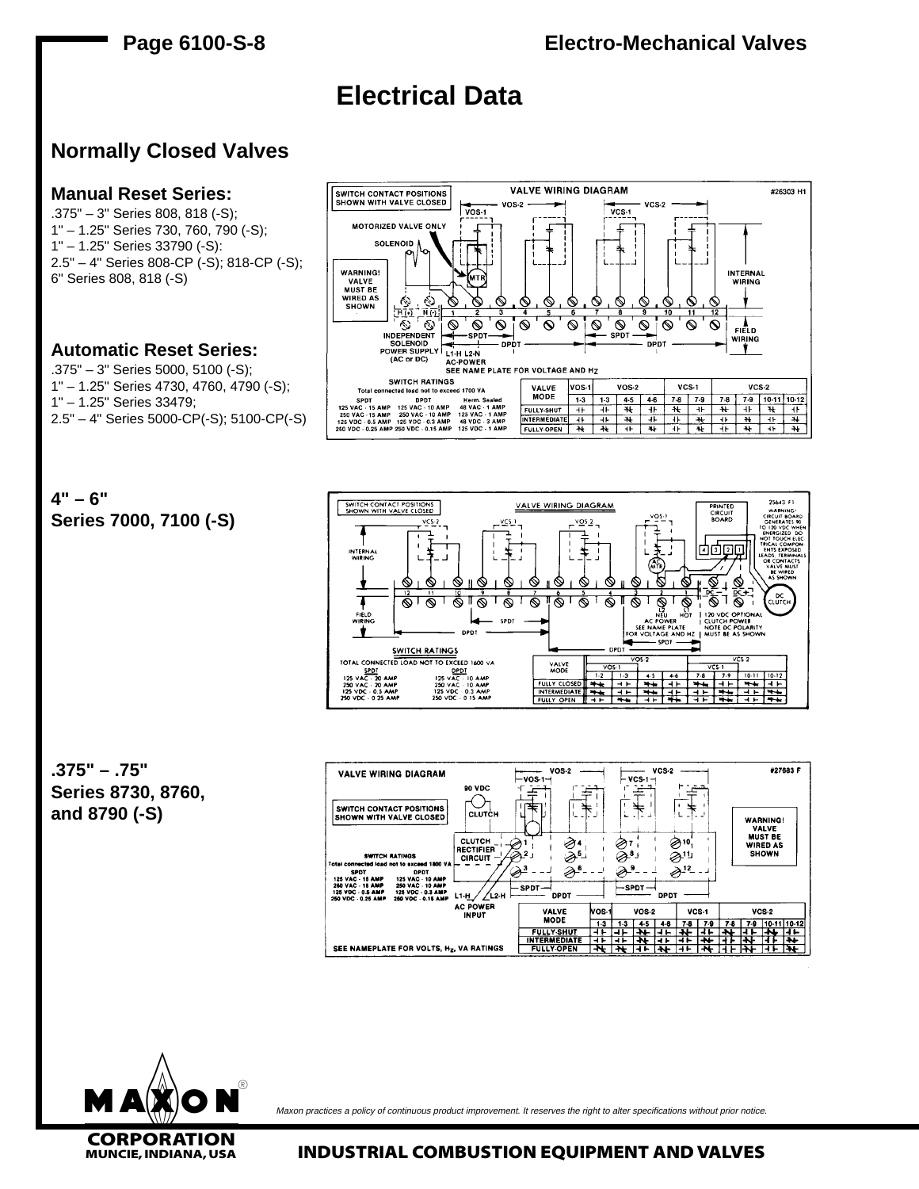# Electrical Data

## Normally Closed Valves

### Manual Reset Series:

.375" – 3" Series 808, 818 (-S);
1" – 1.25" Series 730, 760, 790 (-S);
1" – 1.25" Series 33790 (-S):
2.5" – 4" Series 808-CP (-S); 818-CP (-S);
6" Series 808, 818 (-S)

### Automatic Reset Series:

.375" – 3" Series 5000, 5100 (-S);
1" – 1.25" Series 4730, 4760, 4790 (-S);
1" – 1.25" Series 33479;
2.5" – 4" Series 5000-CP(-S); 5100-CP(-S)

**4" – 6"**
**Series 7000, 7100 (-S)**

**.375" – .75"**
**Series 8730, 8760, and 8790 (-S)**

*Maxon practices a policy of continuous product improvement. It reserves the right to alter specifications without prior notice.*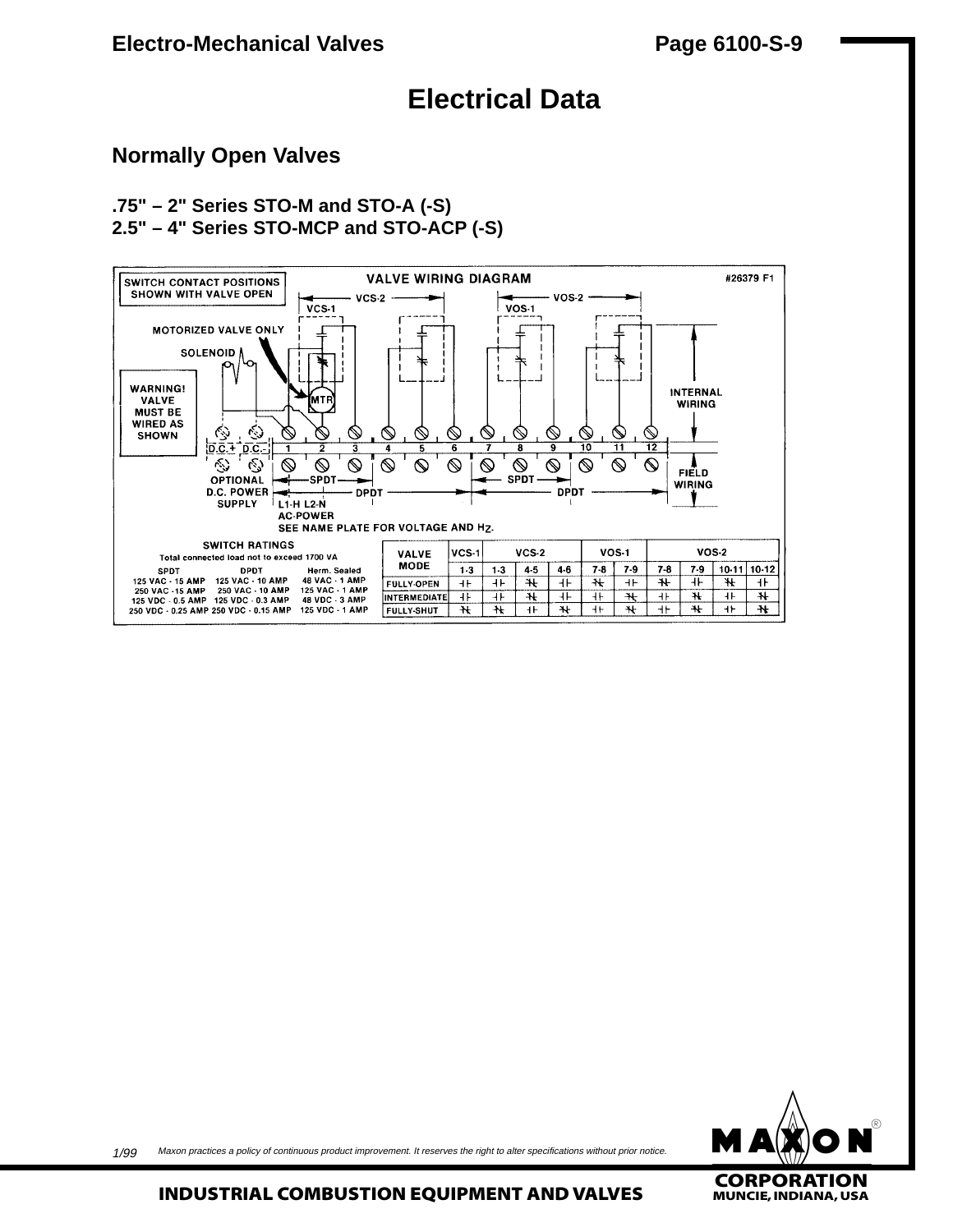# Electrical Data

## Normally Open Valves

### .75" – 2" Series STO-M and STO-A (-S)
### 2.5" – 4" Series STO-MCP and STO-ACP (-S)

VALVE WIRING DIAGRAM #26379 F1

SWITCH CONTACT POSITIONS SHOWN WITH VALVE OPEN

VCS-2 VCS-1 VOS-2 VOS-1

MOTORIZED VALVE ONLY

SOLENOID

MTR

WARNING! VALVE MUST BE WIRED AS SHOWN

INTERNAL WIRING

D.C.+ D.C.– 1 2 3 4 5 6 7 8 9 10 11 12

FIELD WIRING

OPTIONAL D.C. POWER SUPPLY

SPDT DPDT SPDT DPDT

L1-H L2-N AC-POWER SEE NAME PLATE FOR VOLTAGE AND Hz.

**SWITCH RATINGS**
Total connected load not to exceed 1700 VA

| SPDT | DPDT | Herm. Sealed |
|---|---|---|
| 125 VAC - 15 AMP | 125 VAC - 10 AMP | 48 VAC - 1 AMP |
| 250 VAC - 15 AMP | 250 VAC - 10 AMP | 125 VAC - 1 AMP |
| 125 VDC - 0.5 AMP | 125 VDC - 0.3 AMP | 48 VDC - 3 AMP |
| 250 VDC - 0.25 AMP | 250 VDC - 0.15 AMP | 125 VDC - 1 AMP |

| VALVE MODE | VCS-1 | VCS-2 | | | VOS-1 | | VOS-2 | | | |
|---|---|---|---|---|---|---|---|---|---|---|
| | 1-3 | 1-3 | 4-5 | 4-6 | 7-8 | 7-9 | 7-8 | 7-9 | 10-11 | 10-12 |
| FULLY-OPEN | ⊣⊢ | ⊣⊢ | ⊣/⊢ | ⊣⊢ | ⊣/⊢ | ⊣⊢ | ⊣/⊢ | ⊣⊢ | ⊣/⊢ | ⊣⊢ |
| INTERMEDIATE | ⊣⊢ | ⊣⊢ | ⊣/⊢ | ⊣⊢ | ⊣⊢ | ⊣/⊢ | ⊣⊢ | ⊣/⊢ | ⊣⊢ | ⊣/⊢ |
| FULLY-SHUT | ⊣/⊢ | ⊣/⊢ | ⊣⊢ | ⊣/⊢ | ⊣⊢ | ⊣/⊢ | ⊣⊢ | ⊣/⊢ | ⊣⊢ | ⊣/⊢ |

1/99 *Maxon practices a policy of continuous product improvement. It reserves the right to alter specifications without prior notice.*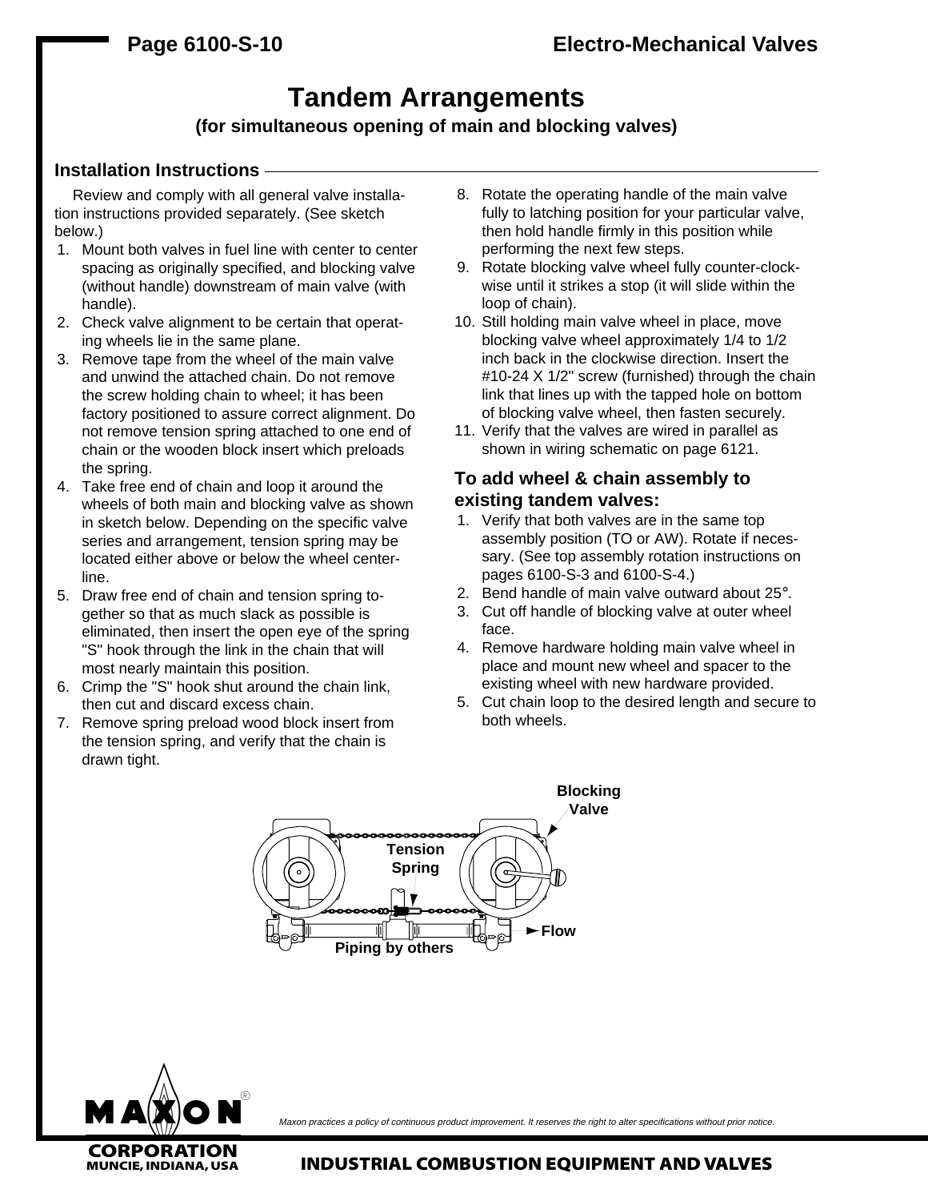# Tandem Arrangements

**(for simultaneous opening of main and blocking valves)**

## Installation Instructions

Review and comply with all general valve installation instructions provided separately. (See sketch below.)

1. Mount both valves in fuel line with center to center spacing as originally specified, and blocking valve (without handle) downstream of main valve (with handle).
2. Check valve alignment to be certain that operating wheels lie in the same plane.
3. Remove tape from the wheel of the main valve and unwind the attached chain. Do not remove the screw holding chain to wheel; it has been factory positioned to assure correct alignment. Do not remove tension spring attached to one end of chain or the wooden block insert which preloads the spring.
4. Take free end of chain and loop it around the wheels of both main and blocking valve as shown in sketch below. Depending on the specific valve series and arrangement, tension spring may be located either above or below the wheel centerline.
5. Draw free end of chain and tension spring together so that as much slack as possible is eliminated, then insert the open eye of the spring "S" hook through the link in the chain that will most nearly maintain this position.
6. Crimp the "S" hook shut around the chain link, then cut and discard excess chain.
7. Remove spring preload wood block insert from the tension spring, and verify that the chain is drawn tight.
8. Rotate the operating handle of the main valve fully to latching position for your particular valve, then hold handle firmly in this position while performing the next few steps.
9. Rotate blocking valve wheel fully counter-clockwise until it strikes a stop (it will slide within the loop of chain).
10. Still holding main valve wheel in place, move blocking valve wheel approximately 1/4 to 1/2 inch back in the clockwise direction. Insert the #10-24 X 1/2" screw (furnished) through the chain link that lines up with the tapped hole on bottom of blocking valve wheel, then fasten securely.
11. Verify that the valves are wired in parallel as shown in wiring schematic on page 6121.

### To add wheel & chain assembly to existing tandem valves:

1. Verify that both valves are in the same top assembly position (TO or AW). Rotate if necessary. (See top assembly rotation instructions on pages 6100-S-3 and 6100-S-4.)
2. Bend handle of main valve outward about 25°.
3. Cut off handle of blocking valve at outer wheel face.
4. Remove hardware holding main valve wheel in place and mount new wheel and spacer to the existing wheel with new hardware provided.
5. Cut chain loop to the desired length and secure to both wheels.

Blocking Valve

Tension Spring

Flow

Piping by others

*Maxon practices a policy of continuous product improvement. It reserves the right to alter specifications without prior notice.*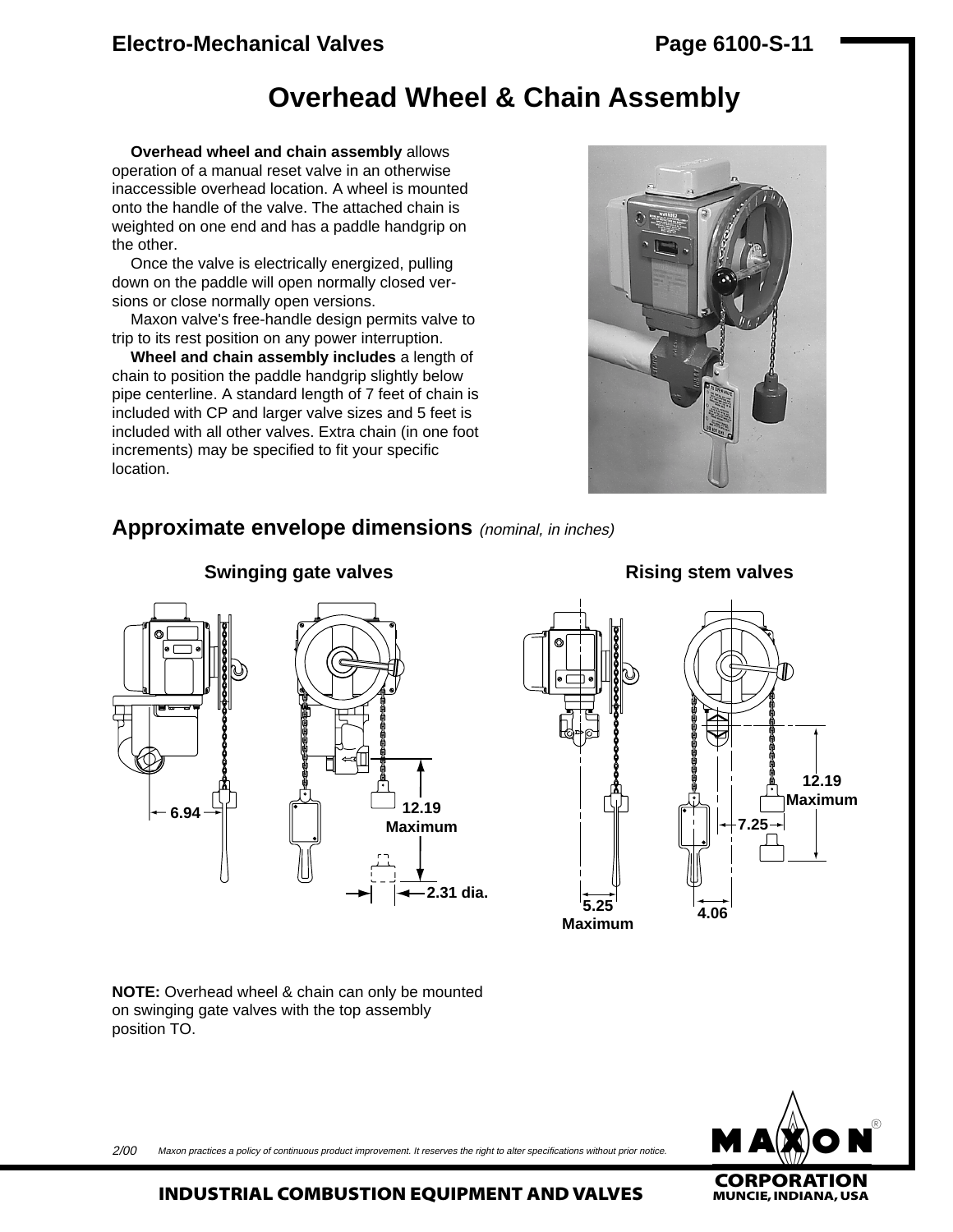# Overhead Wheel & Chain Assembly

**Overhead wheel and chain assembly** allows operation of a manual reset valve in an otherwise inaccessible overhead location. A wheel is mounted onto the handle of the valve. The attached chain is weighted on one end and has a paddle handgrip on the other.

Once the valve is electrically energized, pulling down on the paddle will open normally closed versions or close normally open versions.

Maxon valve's free-handle design permits valve to trip to its rest position on any power interruption.

**Wheel and chain assembly includes** a length of chain to position the paddle handgrip slightly below pipe centerline. A standard length of 7 feet of chain is included with CP and larger valve sizes and 5 feet is included with all other valves. Extra chain (in one foot increments) may be specified to fit your specific location.

## Approximate envelope dimensions *(nominal, in inches)*

### Swinging gate valves

6.94

12.19 Maximum

2.31 dia.

### Rising stem valves

12.19 Maximum

7.25

5.25 Maximum

4.06

**NOTE:** Overhead wheel & chain can only be mounted on swinging gate valves with the top assembly position TO.

2/00 *Maxon practices a policy of continuous product improvement. It reserves the right to alter specifications without prior notice.*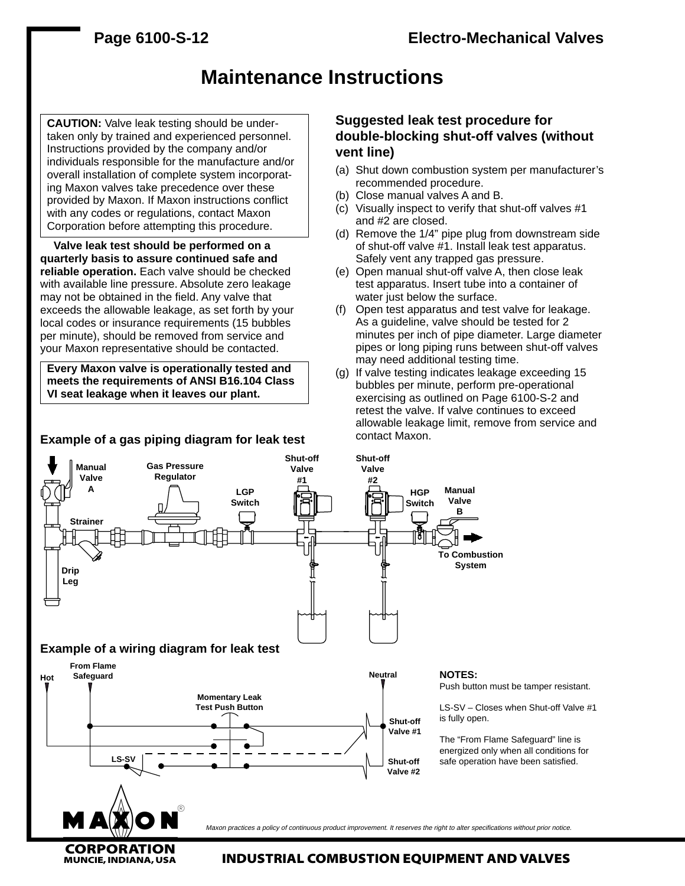# Maintenance Instructions

**CAUTION:** Valve leak testing should be undertaken only by trained and experienced personnel. Instructions provided by the company and/or individuals responsible for the manufacture and/or overall installation of complete system incorporating Maxon valves take precedence over these provided by Maxon. If Maxon instructions conflict with any codes or regulations, contact Maxon Corporation before attempting this procedure.

**Valve leak test should be performed on a quarterly basis to assure continued safe and reliable operation.** Each valve should be checked with available line pressure. Absolute zero leakage may not be obtained in the field. Any valve that exceeds the allowable leakage, as set forth by your local codes or insurance requirements (15 bubbles per minute), should be removed from service and your Maxon representative should be contacted.

**Every Maxon valve is operationally tested and meets the requirements of ANSI B16.104 Class VI seat leakage when it leaves our plant.**

### Suggested leak test procedure for double-blocking shut-off valves (without vent line)

(a) Shut down combustion system per manufacturer's recommended procedure.
(b) Close manual valves A and B.
(c) Visually inspect to verify that shut-off valves #1 and #2 are closed.
(d) Remove the 1/4" pipe plug from downstream side of shut-off valve #1. Install leak test apparatus. Safely vent any trapped gas pressure.
(e) Open manual shut-off valve A, then close leak test apparatus. Insert tube into a container of water just below the surface.
(f) Open test apparatus and test valve for leakage. As a guideline, valve should be tested for 2 minutes per inch of pipe diameter. Large diameter pipes or long piping runs between shut-off valves may need additional testing time.
(g) If valve testing indicates leakage exceeding 15 bubbles per minute, perform pre-operational exercising as outlined on Page 6100-S-2 and retest the valve. If valve continues to exceed allowable leakage limit, remove from service and contact Maxon.

### Example of a gas piping diagram for leak test

Manual Valve A — Gas Pressure Regulator — Strainer — Drip Leg — LGP Switch — Shut-off Valve #1 — Shut-off Valve #2 — HGP Switch — Manual Valve B — To Combustion System

### Example of a wiring diagram for leak test

Hot — From Flame Safeguard — Momentary Leak Test Push Button — Neutral — Shut-off Valve #1 — LS-SV — Shut-off Valve #2

**NOTES:**
Push button must be tamper resistant.

LS-SV – Closes when Shut-off Valve #1 is fully open.

The "From Flame Safeguard" line is energized only when all conditions for safe operation have been satisfied.

*Maxon practices a policy of continuous product improvement. It reserves the right to alter specifications without prior notice.*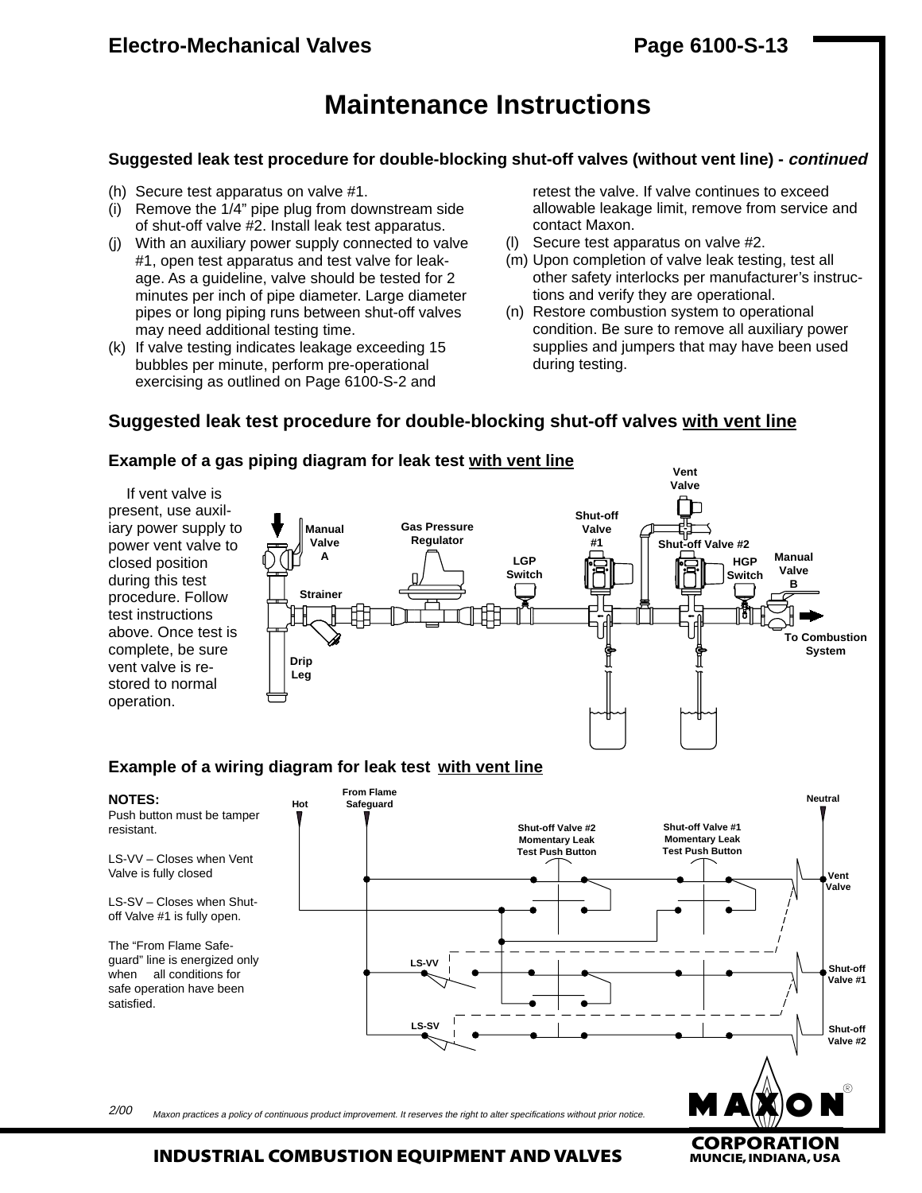# Maintenance Instructions

### Suggested leak test procedure for double-blocking shut-off valves (without vent line) - *continued*

(h) Secure test apparatus on valve #1.

(i) Remove the 1/4" pipe plug from downstream side of shut-off valve #2. Install leak test apparatus.

(j) With an auxiliary power supply connected to valve #1, open test apparatus and test valve for leakage. As a guideline, valve should be tested for 2 minutes per inch of pipe diameter. Large diameter pipes or long piping runs between shut-off valves may need additional testing time.

(k) If valve testing indicates leakage exceeding 15 bubbles per minute, perform pre-operational exercising as outlined on Page 6100-S-2 and retest the valve. If valve continues to exceed allowable leakage limit, remove from service and contact Maxon.

(l) Secure test apparatus on valve #2.

(m) Upon completion of valve leak testing, test all other safety interlocks per manufacturer's instructions and verify they are operational.

(n) Restore combustion system to operational condition. Be sure to remove all auxiliary power supplies and jumpers that may have been used during testing.

### Suggested leak test procedure for double-blocking shut-off valves with vent line

#### Example of a gas piping diagram for leak test with vent line

If vent valve is present, use auxiliary power supply to power vent valve to closed position during this test procedure. Follow test instructions above. Once test is complete, be sure vent valve is restored to normal operation.

Vent Valve, Manual Valve A, Gas Pressure Regulator, Shut-off Valve #1, Shut-off Valve #2, LGP Switch, HGP Switch, Manual Valve B, Strainer, To Combustion System, Drip Leg

#### Example of a wiring diagram for leak test with vent line

**NOTES:**
Push button must be tamper resistant.

LS-VV – Closes when Vent Valve is fully closed

LS-SV – Closes when Shut-off Valve #1 is fully open.

The "From Flame Safeguard" line is energized only when all conditions for safe operation have been satisfied.

Hot, From Flame Safeguard, Neutral, Shut-off Valve #2 Momentary Leak Test Push Button, Shut-off Valve #1 Momentary Leak Test Push Button, Vent Valve, LS-VV, Shut-off Valve #1, LS-SV, Shut-off Valve #2

2/00 *Maxon practices a policy of continuous product improvement. It reserves the right to alter specifications without prior notice.*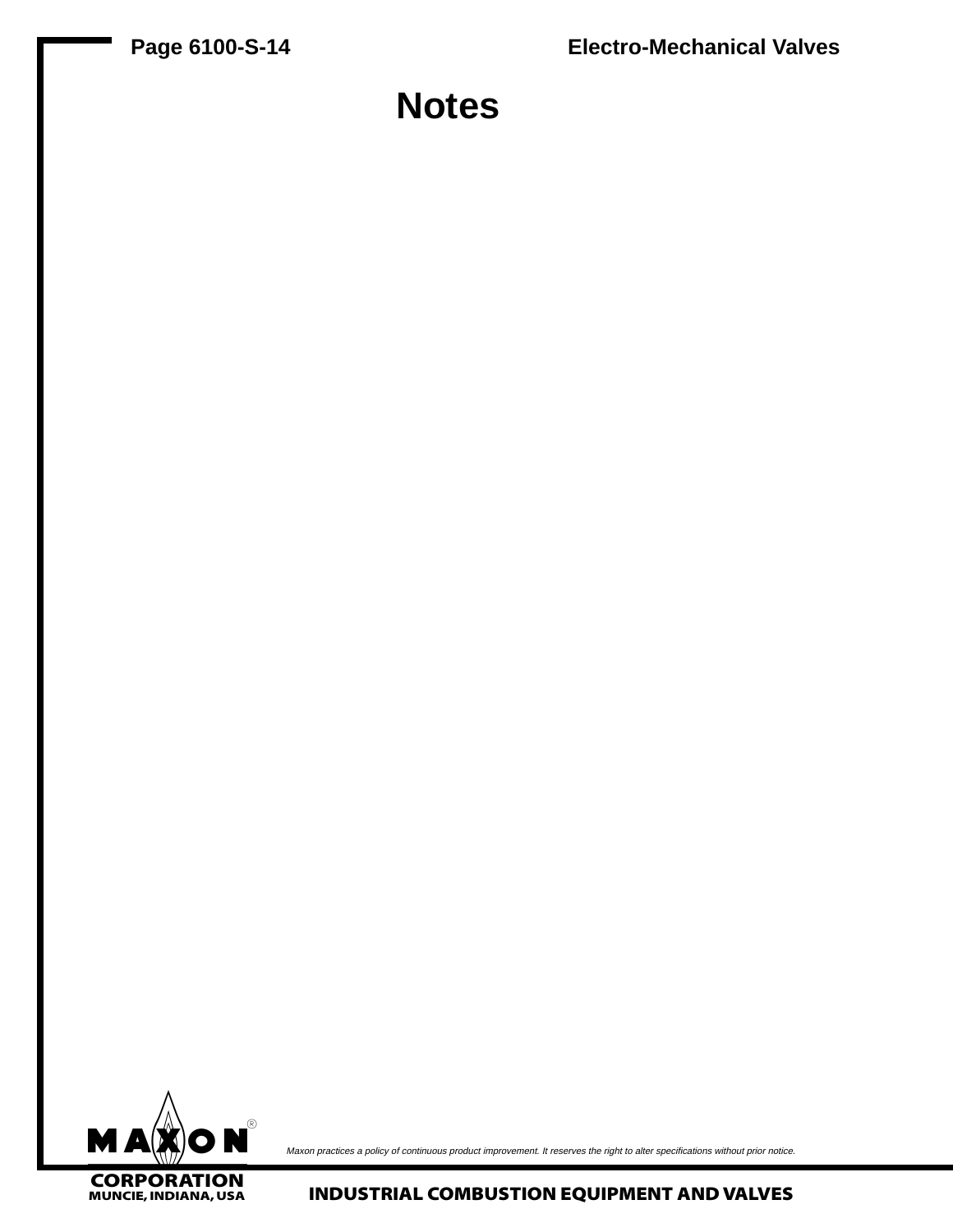# Notes

*Maxon practices a policy of continuous product improvement. It reserves the right to alter specifications without prior notice.*